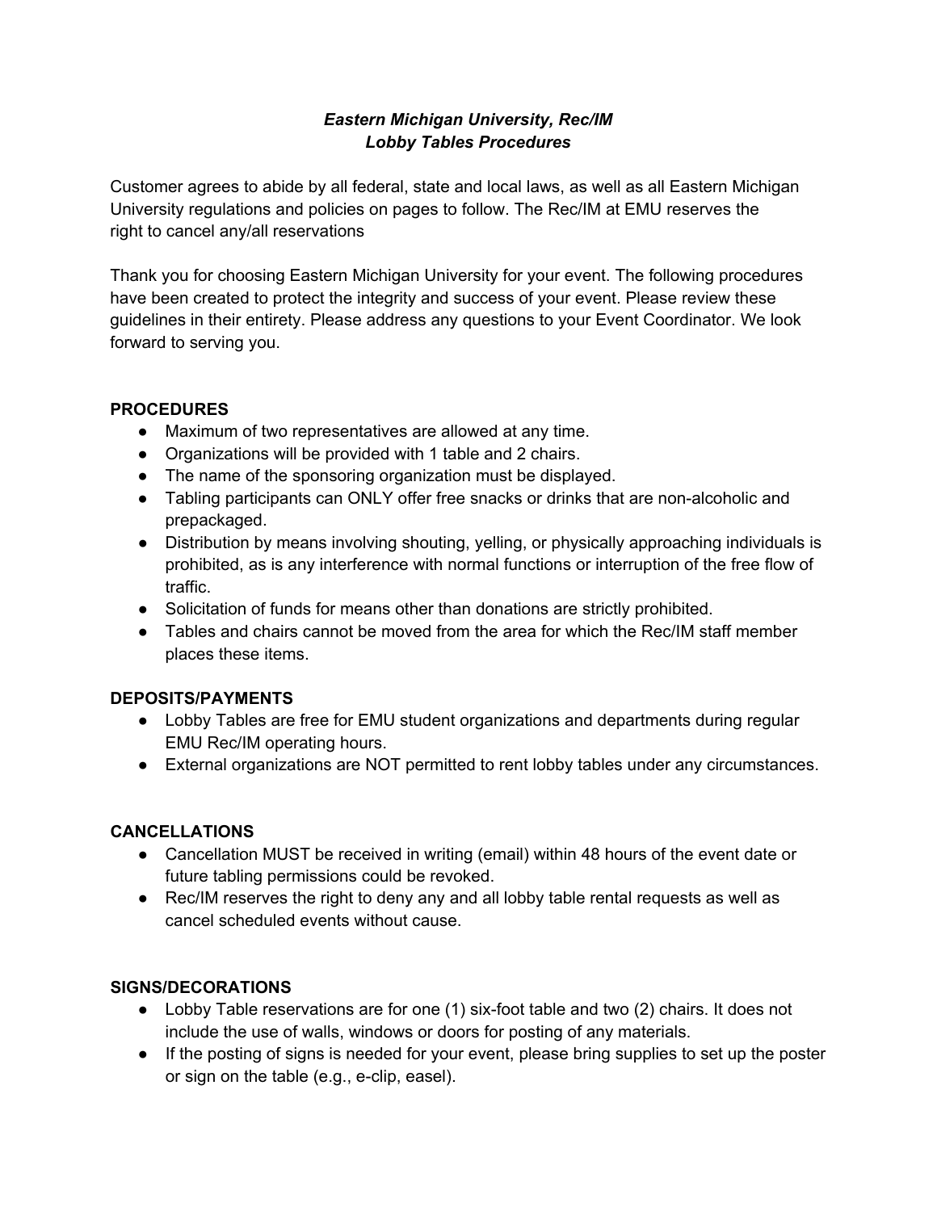***Eastern Michigan University, Rec/IM***
***Lobby Tables Procedures***

Customer agrees to abide by all federal, state and local laws, as well as all Eastern Michigan University regulations and policies on pages to follow. The Rec/IM at EMU reserves the right to cancel any/all reservations

Thank you for choosing Eastern Michigan University for your event. The following procedures have been created to protect the integrity and success of your event. Please review these guidelines in their entirety. Please address any questions to your Event Coordinator. We look forward to serving you.

## PROCEDURES

- Maximum of two representatives are allowed at any time.
- Organizations will be provided with 1 table and 2 chairs.
- The name of the sponsoring organization must be displayed.
- Tabling participants can ONLY offer free snacks or drinks that are non-alcoholic and prepackaged.
- Distribution by means involving shouting, yelling, or physically approaching individuals is prohibited, as is any interference with normal functions or interruption of the free flow of traffic.
- Solicitation of funds for means other than donations are strictly prohibited.
- Tables and chairs cannot be moved from the area for which the Rec/IM staff member places these items.

## DEPOSITS/PAYMENTS

- Lobby Tables are free for EMU student organizations and departments during regular EMU Rec/IM operating hours.
- External organizations are NOT permitted to rent lobby tables under any circumstances.

## CANCELLATIONS

- Cancellation MUST be received in writing (email) within 48 hours of the event date or future tabling permissions could be revoked.
- Rec/IM reserves the right to deny any and all lobby table rental requests as well as cancel scheduled events without cause.

## SIGNS/DECORATIONS

- Lobby Table reservations are for one (1) six-foot table and two (2) chairs. It does not include the use of walls, windows or doors for posting of any materials.
- If the posting of signs is needed for your event, please bring supplies to set up the poster or sign on the table (e.g., e-clip, easel).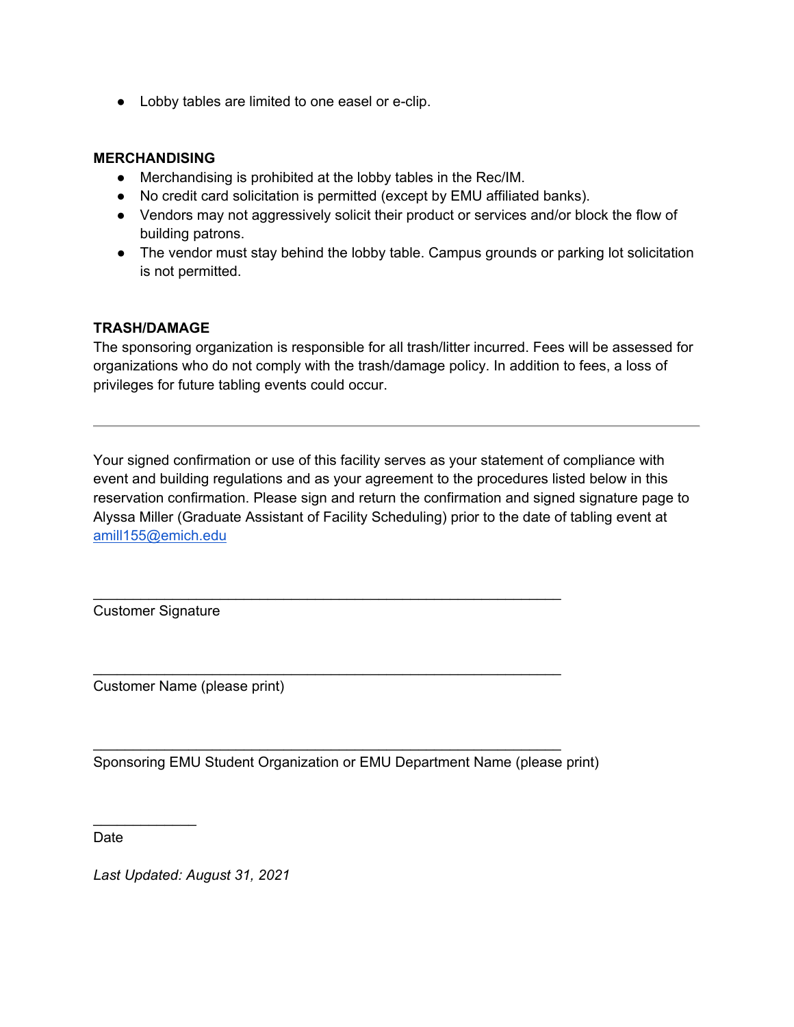- Lobby tables are limited to one easel or e-clip.

**MERCHANDISING**

- Merchandising is prohibited at the lobby tables in the Rec/IM.
- No credit card solicitation is permitted (except by EMU affiliated banks).
- Vendors may not aggressively solicit their product or services and/or block the flow of building patrons.
- The vendor must stay behind the lobby table. Campus grounds or parking lot solicitation is not permitted.

**TRASH/DAMAGE**

The sponsoring organization is responsible for all trash/litter incurred. Fees will be assessed for organizations who do not comply with the trash/damage policy. In addition to fees, a loss of privileges for future tabling events could occur.

---

Your signed confirmation or use of this facility serves as your statement of compliance with event and building regulations and as your agreement to the procedures listed below in this reservation confirmation. Please sign and return the confirmation and signed signature page to Alyssa Miller (Graduate Assistant of Facility Scheduling) prior to the date of tabling event at amill155@emich.edu

\_\_\_\_\_\_\_\_\_\_\_\_\_\_\_\_\_\_\_\_\_\_\_\_\_\_\_\_\_\_\_\_\_\_\_\_\_\_\_\_\_\_\_\_\_\_\_\_\_\_\_\_\_\_\_\_\_\_

Customer Signature

\_\_\_\_\_\_\_\_\_\_\_\_\_\_\_\_\_\_\_\_\_\_\_\_\_\_\_\_\_\_\_\_\_\_\_\_\_\_\_\_\_\_\_\_\_\_\_\_\_\_\_\_\_\_\_\_\_\_

Customer Name (please print)

\_\_\_\_\_\_\_\_\_\_\_\_\_\_\_\_\_\_\_\_\_\_\_\_\_\_\_\_\_\_\_\_\_\_\_\_\_\_\_\_\_\_\_\_\_\_\_\_\_\_\_\_\_\_\_\_\_\_

Sponsoring EMU Student Organization or EMU Department Name (please print)

\_\_\_\_\_\_\_\_\_\_\_\_

Date

*Last Updated: August 31, 2021*